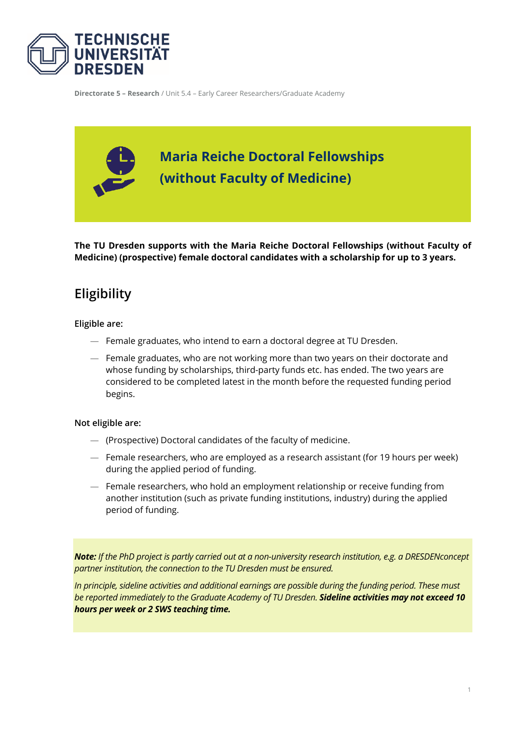**Directorate 5 – Research** / Unit 5.4 – Early Career Researchers/Graduate Academy

# Maria Reiche Doctoral Fellowships (without Faculty of Medicine)

**The TU Dresden supports with the Maria Reiche Doctoral Fellowships (without Faculty of Medicine) (prospective) female doctoral candidates with a scholarship for up to 3 years.**

## Eligibility

**Eligible are:**

- Female graduates, who intend to earn a doctoral degree at TU Dresden.
- Female graduates, who are not working more than two years on their doctorate and whose funding by scholarships, third-party funds etc. has ended. The two years are considered to be completed latest in the month before the requested funding period begins.

**Not eligible are:**

- (Prospective) Doctoral candidates of the faculty of medicine.
- Female researchers, who are employed as a research assistant (for 19 hours per week) during the applied period of funding.
- Female researchers, who hold an employment relationship or receive funding from another institution (such as private funding institutions, industry) during the applied period of funding.

***Note:*** *If the PhD project is partly carried out at a non-university research institution, e.g. a DRESDENconcept partner institution, the connection to the TU Dresden must be ensured.*

*In principle, sideline activities and additional earnings are possible during the funding period. These must be reported immediately to the Graduate Academy of TU Dresden.* ***Sideline activities may not exceed 10 hours per week or 2 SWS teaching time.***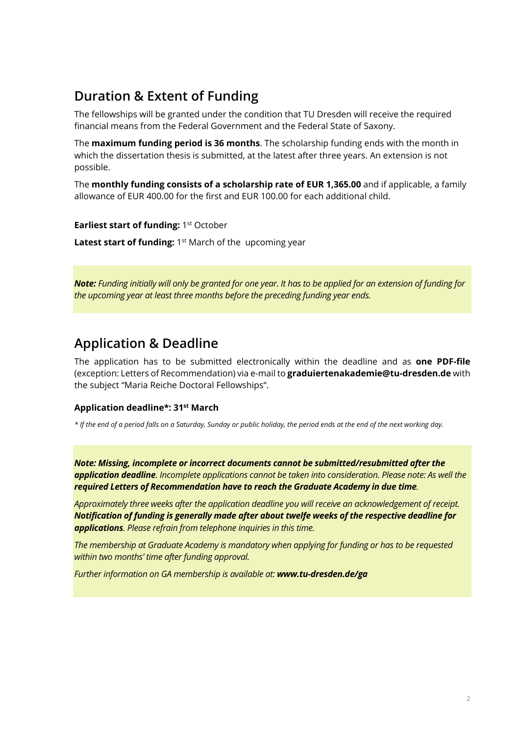## Duration & Extent of Funding

The fellowships will be granted under the condition that TU Dresden will receive the required financial means from the Federal Government and the Federal State of Saxony.

The **maximum funding period is 36 months**. The scholarship funding ends with the month in which the dissertation thesis is submitted, at the latest after three years. An extension is not possible.

The **monthly funding consists of a scholarship rate of EUR 1,365.00** and if applicable, a family allowance of EUR 400.00 for the first and EUR 100.00 for each additional child.

**Earliest start of funding:** 1st October

**Latest start of funding:** 1st March of the upcoming year

***Note:*** *Funding initially will only be granted for one year. It has to be applied for an extension of funding for the upcoming year at least three months before the preceding funding year ends.*

## Application & Deadline

The application has to be submitted electronically within the deadline and as **one PDF-file** (exception: Letters of Recommendation) via e-mail to **graduiertenakademie@tu-dresden.de** with the subject "Maria Reiche Doctoral Fellowships".

**Application deadline*: 31st March**

*\* If the end of a period falls on a Saturday, Sunday or public holiday, the period ends at the end of the next working day.*

***Note: Missing, incomplete or incorrect documents cannot be submitted/resubmitted after the application deadline****. Incomplete applications cannot be taken into consideration. Please note: As well the* ***required Letters of Recommendation have to reach the Graduate Academy in due time****.*

*Approximately three weeks after the application deadline you will receive an acknowledgement of receipt.* ***Notification of funding is generally made after about twelfe weeks of the respective deadline for applications****. Please refrain from telephone inquiries in this time.*

*The membership at Graduate Academy is mandatory when applying for funding or has to be requested within two months' time after funding approval.*

*Further information on GA membership is available at:* ***www.tu-dresden.de/ga***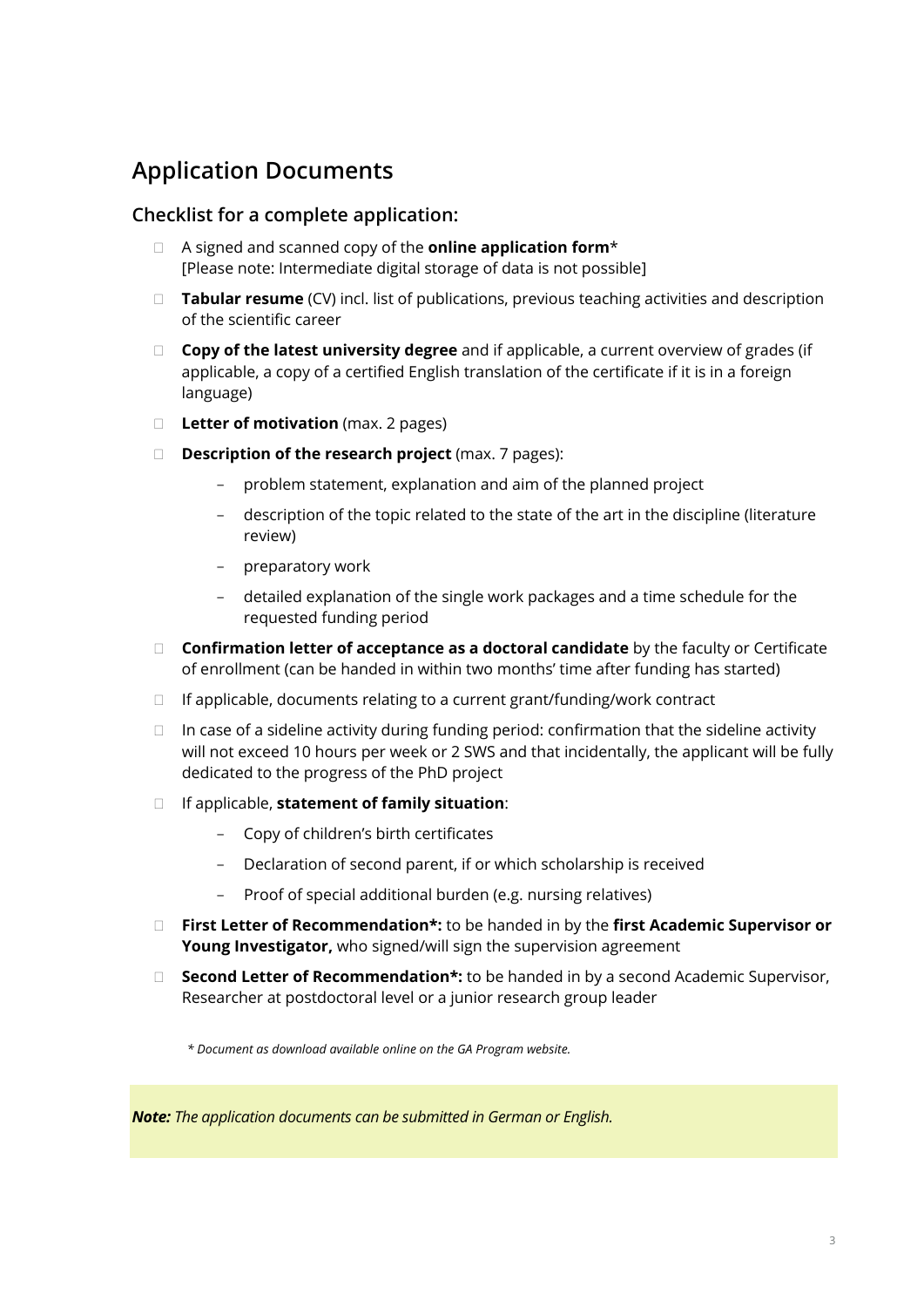## Application Documents

### Checklist for a complete application:

- A signed and scanned copy of the **online application form***
  [Please note: Intermediate digital storage of data is not possible]
- **Tabular resume** (CV) incl. list of publications, previous teaching activities and description of the scientific career
- **Copy of the latest university degree** and if applicable, a current overview of grades (if applicable, a copy of a certified English translation of the certificate if it is in a foreign language)
- **Letter of motivation** (max. 2 pages)
- **Description of the research project** (max. 7 pages):
  - problem statement, explanation and aim of the planned project
  - description of the topic related to the state of the art in the discipline (literature review)
  - preparatory work
  - detailed explanation of the single work packages and a time schedule for the requested funding period
- **Confirmation letter of acceptance as a doctoral candidate** by the faculty or Certificate of enrollment (can be handed in within two months' time after funding has started)
- If applicable, documents relating to a current grant/funding/work contract
- In case of a sideline activity during funding period: confirmation that the sideline activity will not exceed 10 hours per week or 2 SWS and that incidentally, the applicant will be fully dedicated to the progress of the PhD project
- If applicable, **statement of family situation**:
  - Copy of children's birth certificates
  - Declaration of second parent, if or which scholarship is received
  - Proof of special additional burden (e.g. nursing relatives)
- **First Letter of Recommendation*:** to be handed in by the **first Academic Supervisor or Young Investigator,** who signed/will sign the supervision agreement
- **Second Letter of Recommendation*:** to be handed in by a second Academic Supervisor, Researcher at postdoctoral level or a junior research group leader

*\* Document as download available online on the GA Program website.*

***Note:** The application documents can be submitted in German or English.*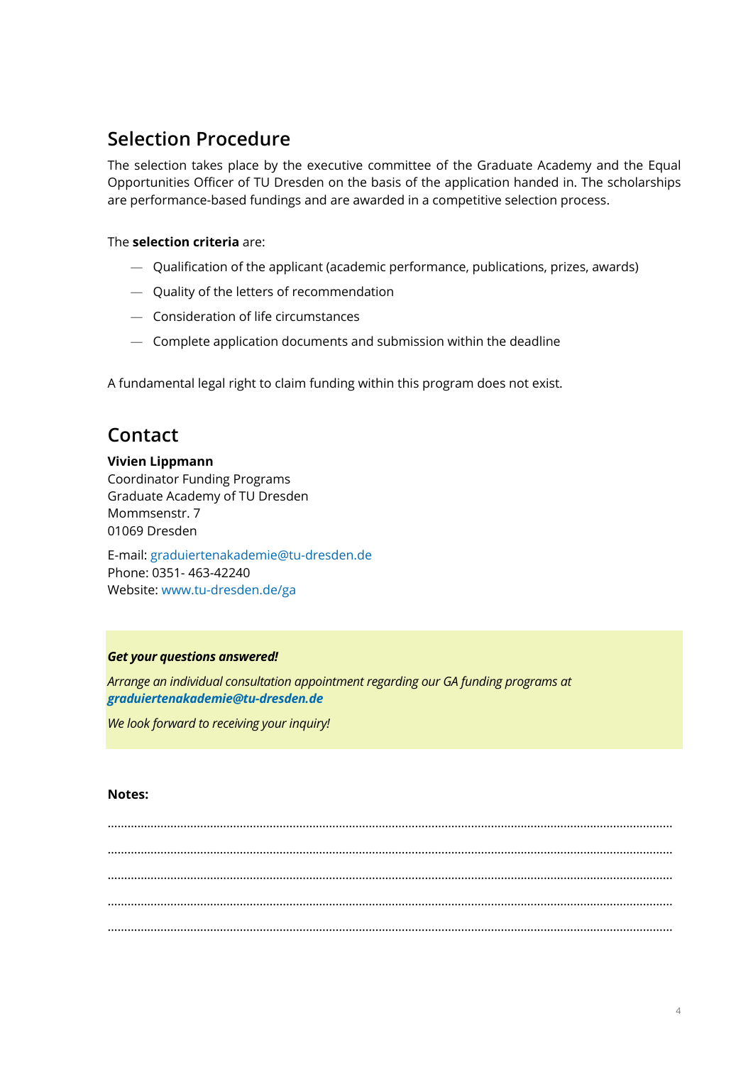## Selection Procedure

The selection takes place by the executive committee of the Graduate Academy and the Equal Opportunities Officer of TU Dresden on the basis of the application handed in. The scholarships are performance-based fundings and are awarded in a competitive selection process.

The **selection criteria** are:

- Qualification of the applicant (academic performance, publications, prizes, awards)
- Quality of the letters of recommendation
- Consideration of life circumstances
- Complete application documents and submission within the deadline

A fundamental legal right to claim funding within this program does not exist.

## Contact

**Vivien Lippmann**
Coordinator Funding Programs
Graduate Academy of TU Dresden
Mommsenstr. 7
01069 Dresden

E-mail: graduiertenakademie@tu-dresden.de
Phone: 0351- 463-42240
Website: www.tu-dresden.de/ga

***Get your questions answered!***

*Arrange an individual consultation appointment regarding our GA funding programs at* ***graduiertenakademie@tu-dresden.de***

*We look forward to receiving your inquiry!*

**Notes:**

……………………………………………………………………………………………………………………………………………

……………………………………………………………………………………………………………………………………………

……………………………………………………………………………………………………………………………………………

……………………………………………………………………………………………………………………………………………

……………………………………………………………………………………………………………………………………………